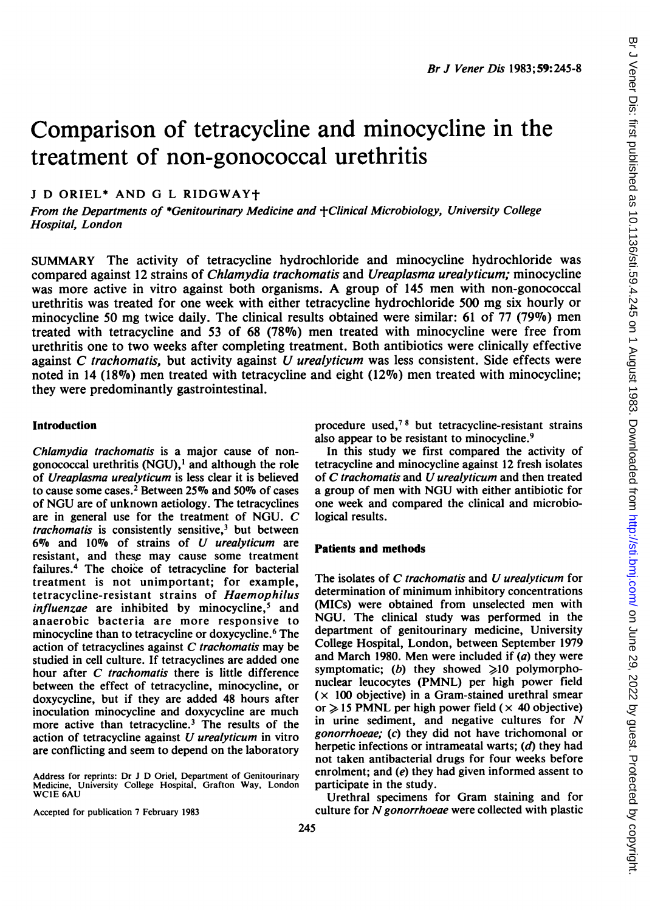# Comparison of tetracycline and minocycline in the treatment of non-gonococcal urethritis

J D ORIEL* AND G L RIDGWAY†

*From the Departments of \*Genitourinary Medicine and †Clinical Microbiology, University College Hospital, London*

SUMMARY The activity of tetracycline hydrochloride and minocycline hydrochloride was compared against 12 strains of *Chlamydia trachomatis* and *Ureaplasma urealyticum*; minocycline was more active in vitro against both organisms. A group of 145 men with non-gonococcal urethritis was treated for one week with either tetracycline hydrochloride 500 mg six hourly or minocycline 50 mg twice daily. The clinical results obtained were similar: 61 of 77 (79%) men treated with tetracycline and 53 of 68 (78%) men treated with minocycline were free from urethritis one to two weeks after completing treatment. Both antibiotics were clinically effective against *C trachomatis*, but activity against *U urealyticum* was less consistent. Side effects were noted in 14 (18%) men treated with tetracycline and eight (12%) men treated with minocycline; they were predominantly gastrointestinal.

## Introduction

*Chlamydia trachomatis* is a major cause of non-gonococcal urethritis (NGU),[1] and although the role of *Ureaplasma urealyticum* is less clear it is believed to cause some cases.[2] Between 25% and 50% of cases of NGU are of unknown aetiology. The tetracyclines are in general use for the treatment of NGU. *C trachomatis* is consistently sensitive,[3] but between 6% and 10% of strains of *U urealyticum* are resistant, and these may cause some treatment failures.[4] The choice of tetracycline for bacterial treatment is not unimportant; for example, tetracycline-resistant strains of *Haemophilus influenzae* are inhibited by minocycline,[5] and anaerobic bacteria are more responsive to minocycline than to tetracycline or doxycycline.[6] The action of tetracyclines against *C trachomatis* may be studied in cell culture. If tetracyclines are added one hour after *C trachomatis* there is little difference between the effect of tetracycline, minocycline, or doxycycline, but if they are added 48 hours after inoculation minocycline and doxycycline are much more active than tetracycline.[3] The results of the action of tetracycline against *U urealyticum* in vitro are conflicting and seem to depend on the laboratory procedure used,[7,8] but tetracycline-resistant strains also appear to be resistant to minocycline.[9]

In this study we first compared the activity of tetracycline and minocycline against 12 fresh isolates of *C trachomatis* and *U urealyticum* and then treated a group of men with NGU with either antibiotic for one week and compared the clinical and microbiological results.

Address for reprints: Dr J D Oriel, Department of Genitourinary Medicine, University College Hospital, Grafton Way, London WC1E 6AU

Accepted for publication 7 February 1983

## Patients and methods

The isolates of *C trachomatis* and *U urealyticum* for determination of minimum inhibitory concentrations (MICs) were obtained from unselected men with NGU. The clinical study was performed in the department of genitourinary medicine, University College Hospital, London, between September 1979 and March 1980. Men were included if (*a*) they were symptomatic; (*b*) they showed ≥10 polymorphonuclear leucocytes (PMNL) per high power field (× 100 objective) in a Gram-stained urethral smear or ≥15 PMNL per high power field (× 40 objective) in urine sediment, and negative cultures for *N gonorrhoeae;* (*c*) they did not have trichomonal or herpetic infections or intrameatal warts; (*d*) they had not taken antibacterial drugs for four weeks before enrolment; and (*e*) they had given informed assent to participate in the study.

Urethral specimens for Gram staining and for culture for *N gonorrhoeae* were collected with plastic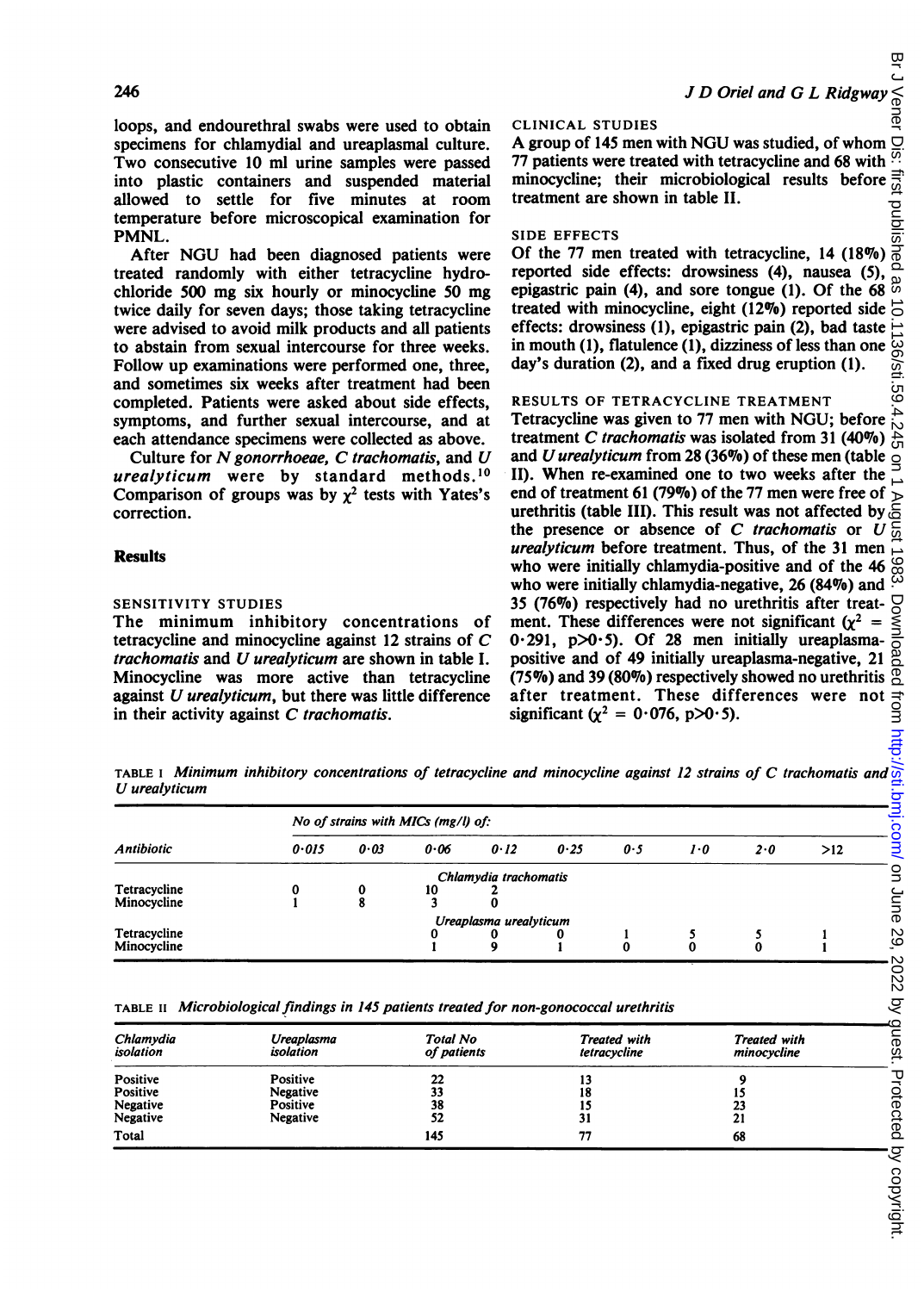loops, and endourethral swabs were used to obtain specimens for chlamydial and ureaplasmal culture. Two consecutive 10 ml urine samples were passed into plastic containers and suspended material allowed to settle for five minutes at room temperature before microscopical examination for PMNL.

After NGU had been diagnosed patients were treated randomly with either tetracycline hydrochloride 500 mg six hourly or minocycline 50 mg twice daily for seven days; those taking tetracycline were advised to avoid milk products and all patients to abstain from sexual intercourse for three weeks. Follow up examinations were performed one, three, and sometimes six weeks after treatment had been completed. Patients were asked about side effects, symptoms, and further sexual intercourse, and at each attendance specimens were collected as above.

Culture for *N gonorrhoeae*, *C trachomatis*, and *U urealyticum* were by standard methods.[10] Comparison of groups was by $\chi^2$ tests with Yates's correction.

## Results

### SENSITIVITY STUDIES

The minimum inhibitory concentrations of tetracycline and minocycline against 12 strains of *C trachomatis* and *U urealyticum* are shown in table I. Minocycline was more active than tetracycline against *U urealyticum*, but there was little difference in their activity against *C trachomatis*.

### CLINICAL STUDIES

A group of 145 men with NGU was studied, of whom 77 patients were treated with tetracycline and 68 with minocycline; their microbiological results before treatment are shown in table II.

### SIDE EFFECTS

Of the 77 men treated with tetracycline, 14 (18%) reported side effects: drowsiness (4), nausea (5), epigastric pain (4), and sore tongue (1). Of the 68 treated with minocycline, eight (12%) reported side effects: drowsiness (1), epigastric pain (2), bad taste in mouth (1), flatulence (1), dizziness of less than one day's duration (2), and a fixed drug eruption (1).

### RESULTS OF TETRACYCLINE TREATMENT

Tetracycline was given to 77 men with NGU; before treatment *C trachomatis* was isolated from 31 (40%) and *U urealyticum* from 28 (36%) of these men (table II). When re-examined one to two weeks after the end of treatment 61 (79%) of the 77 men were free of urethritis (table III). This result was not affected by the presence or absence of *C trachomatis* or *U urealyticum* before treatment. Thus, of the 31 men who were initially chlamydia-positive and of the 46 who were initially chlamydia-negative, 26 (84%) and 35 (76%) respectively had no urethritis after treatment. These differences were not significant ($\chi^2 = 0{\cdot}291$, $p > 0{\cdot}5$). Of 28 men initially ureaplasma-positive and of 49 initially ureaplasma-negative, 21 (75%) and 39 (80%) respectively showed no urethritis after treatment. These differences were not significant ($\chi^2 = 0{\cdot}076$, $p > 0{\cdot}5$).

TABLE I *Minimum inhibitory concentrations of tetracycline and minocycline against 12 strains of C trachomatis and U urealyticum*

| Antibiotic | No of strains with MICs (mg/l) of: 0·015 | 0·03 | 0·06 | 0·12 | 0·25 | 0·5 | 1·0 | 2·0 | >12 |
|---|---|---|---|---|---|---|---|---|---|
| | | | | *Chlamydia trachomatis* | | | | | |
| Tetracycline | 0 | 0 | 10 | 2 | | | | | |
| Minocycline | 1 | 8 | 3 | 0 | | | | | |
| | | | | *Ureaplasma urealyticum* | | | | | |
| Tetracycline | | | 0 | 0 | 0 | 1 | 5 | 5 | 1 |
| Minocycline | | | 1 | 9 | 1 | 0 | 0 | 0 | 1 |

TABLE II *Microbiological findings in 145 patients treated for non-gonococcal urethritis*

| Chlamydia isolation | Ureaplasma isolation | Total No of patients | Treated with tetracycline | Treated with minocycline |
|---|---|---|---|---|
| Positive | Positive | 22 | 13 | 9 |
| Positive | Negative | 33 | 18 | 15 |
| Negative | Positive | 38 | 15 | 23 |
| Negative | Negative | 52 | 31 | 21 |
| Total | | 145 | 77 | 68 |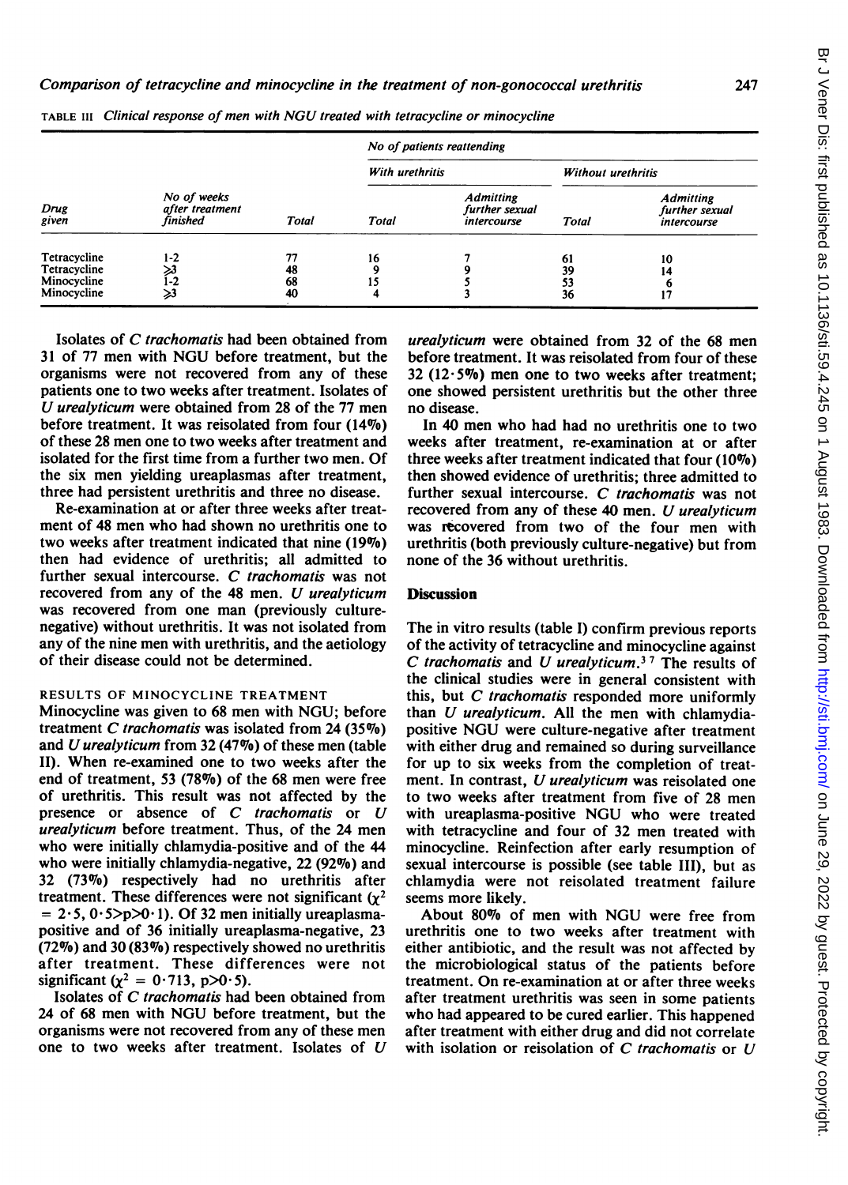TABLE III *Clinical response of men with NGU treated with tetracycline or minocycline*

| Drug given | No of weeks after treatment finished | No of patients reattending | | | | |
|---|---|---|---|---|---|---|
| | | Total | With urethritis | | Without urethritis | |
| | | | Total | Admitting further sexual intercourse | Total | Admitting further sexual intercourse |
| Tetracycline | 1-2 | 77 | 16 | 7 | 61 | 10 |
| Tetracycline | ≥3 | 48 | 9 | 9 | 39 | 14 |
| Minocycline | 1-2 | 68 | 15 | 5 | 53 | 6 |
| Minocycline | ≥3 | 40 | 4 | 3 | 36 | 17 |

Isolates of *C trachomatis* had been obtained from 31 of 77 men with NGU before treatment, but the organisms were not recovered from any of these patients one to two weeks after treatment. Isolates of *U urealyticum* were obtained from 28 of the 77 men before treatment. It was reisolated from four (14%) of these 28 men one to two weeks after treatment and isolated for the first time from a further two men. Of the six men yielding ureaplasmas after treatment, three had persistent urethritis and three no disease.

Re-examination at or after three weeks after treatment of 48 men who had shown no urethritis one to two weeks after treatment indicated that nine (19%) then had evidence of urethritis; all admitted to further sexual intercourse. *C trachomatis* was not recovered from any of the 48 men. *U urealyticum* was recovered from one man (previously culture-negative) without urethritis. It was not isolated from any of the nine men with urethritis, and the aetiology of their disease could not be determined.

### RESULTS OF MINOCYCLINE TREATMENT

Minocycline was given to 68 men with NGU; before treatment *C trachomatis* was isolated from 24 (35%) and *U urealyticum* from 32 (47%) of these men (table II). When re-examined one to two weeks after the end of treatment, 53 (78%) of the 68 men were free of urethritis. This result was not affected by the presence or absence of *C trachomatis* or *U urealyticum* before treatment. Thus, of the 24 men who were initially chlamydia-positive and of the 44 who were initially chlamydia-negative, 22 (92%) and 32 (73%) respectively had no urethritis after treatment. These differences were not significant ($\chi^2 = 2 \cdot 5$, $0 \cdot 5 > p > 0 \cdot 1$). Of 32 men initially ureaplasma-positive and of 36 initially ureaplasma-negative, 23 (72%) and 30 (83%) respectively showed no urethritis after treatment. These differences were not significant ($\chi^2 = 0 \cdot 713$, $p > 0 \cdot 5$).

Isolates of *C trachomatis* had been obtained from 24 of 68 men with NGU before treatment, but the organisms were not recovered from any of these men one to two weeks after treatment. Isolates of *U urealyticum* were obtained from 32 of the 68 men before treatment. It was reisolated from four of these 32 (12·5%) men one to two weeks after treatment; one showed persistent urethritis but the other three no disease.

In 40 men who had had no urethritis one to two weeks after treatment, re-examination at or after three weeks after treatment indicated that four (10%) then showed evidence of urethritis; three admitted to further sexual intercourse. *C trachomatis* was not recovered from any of these 40 men. *U urealyticum* was recovered from two of the four men with urethritis (both previously culture-negative) but from none of the 36 without urethritis.

## Discussion

The in vitro results (table I) confirm previous reports of the activity of tetracycline and minocycline against *C trachomatis* and *U urealyticum*.[3 7] The results of the clinical studies were in general consistent with this, but *C trachomatis* responded more uniformly than *U urealyticum*. All the men with chlamydia-positive NGU were culture-negative after treatment with either drug and remained so during surveillance for up to six weeks from the completion of treatment. In contrast, *U urealyticum* was reisolated one to two weeks after treatment from five of 28 men with ureaplasma-positive NGU who were treated with tetracycline and four of 32 men treated with minocycline. Reinfection after early resumption of sexual intercourse is possible (see table III), but as chlamydia were not reisolated treatment failure seems more likely.

About 80% of men with NGU were free from urethritis one to two weeks after treatment with either antibiotic, and the result was not affected by the microbiological status of the patients before treatment. On re-examination at or after three weeks after treatment urethritis was seen in some patients who had appeared to be cured earlier. This happened after treatment with either drug and did not correlate with isolation or reisolation of *C trachomatis* or *U*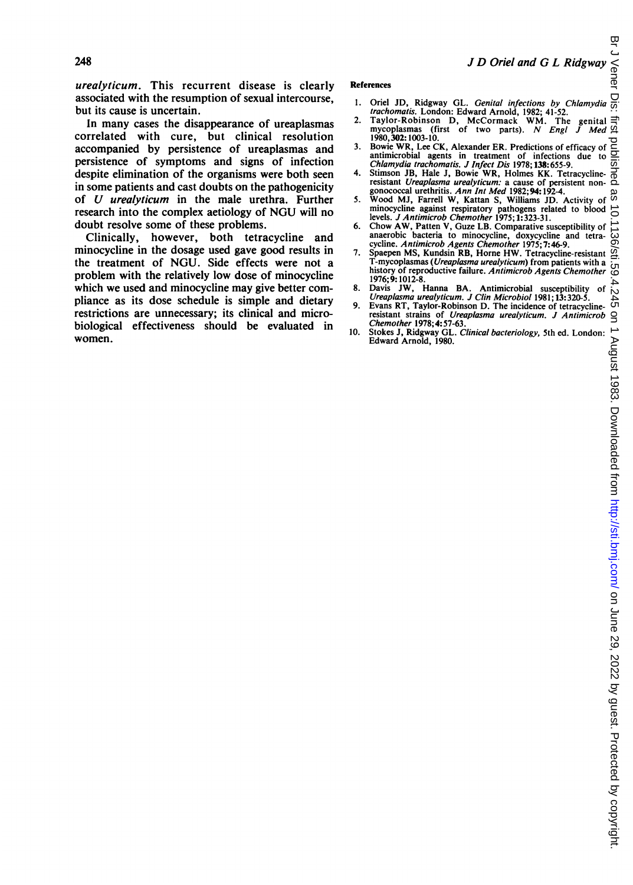*urealyticum*. This recurrent disease is clearly associated with the resumption of sexual intercourse, but its cause is uncertain.

In many cases the disappearance of ureaplasmas correlated with cure, but clinical resolution accompanied by persistence of ureaplasmas and persistence of symptoms and signs of infection despite elimination of the organisms were both seen in some patients and cast doubts on the pathogenicity of *U urealyticum* in the male urethra. Further research into the complex aetiology of NGU will no doubt resolve some of these problems.

Clinically, however, both tetracycline and minocycline in the dosage used gave good results in the treatment of NGU. Side effects were not a problem with the relatively low dose of minocycline which we used and minocycline may give better compliance as its dose schedule is simple and dietary restrictions are unnecessary; its clinical and microbiological effectiveness should be evaluated in women.

## References

1. Oriel JD, Ridgway GL. *Genital infections by Chlamydia trachomatis*. London: Edward Arnold, 1982; 41-52.
2. Taylor-Robinson D, McCormack WM. The genital mycoplasmas (first of two parts). *N Engl J Med* 1980,**302**:1003-10.
3. Bowie WR, Lee CK, Alexander ER. Predictions of efficacy of antimicrobial agents in treatment of infections due to *Chlamydia trachomatis*. *J Infect Dis* 1978;**138**:655-9.
4. Stimson JB, Hale J, Bowie WR, Holmes KK. Tetracycline-resistant *Ureaplasma urealyticum*: a cause of persistent non-gonococcal urethritis. *Ann Int Med* 1982;**94**:192-4.
5. Wood MJ, Farrell W, Kattan S, Williams JD. Activity of minocycline against respiratory pathogens related to blood levels. *J Antimicrob Chemother* 1975;**1**:323-31.
6. Chow AW, Patten V, Guze LB. Comparative susceptibility of anaerobic bacteria to minocycline, doxycycline and tetracycline. *Antimicrob Agents Chemother* 1975;**7**:46-9.
7. Spaepen MS, Kundsin RB, Horne HW. Tetracycline-resistant T-mycoplasmas (*Ureaplasma urealyticum*) from patients with a history of reproductive failure. *Antimicrob Agents Chemother* 1976;**9**:1012-8.
8. Davis JW, Hanna BA. Antimicrobial susceptibility of *Ureaplasma urealyticum*. *J Clin Microbiol* 1981;**13**:320-5.
9. Evans RT, Taylor-Robinson D. The incidence of tetracycline-resistant strains of *Ureaplasma urealyticum*. *J Antimicrob Chemother* 1978;**4**:57-63.
10. Stokes J, Ridgway GL. *Clinical bacteriology*, 5th ed. London: Edward Arnold, 1980.